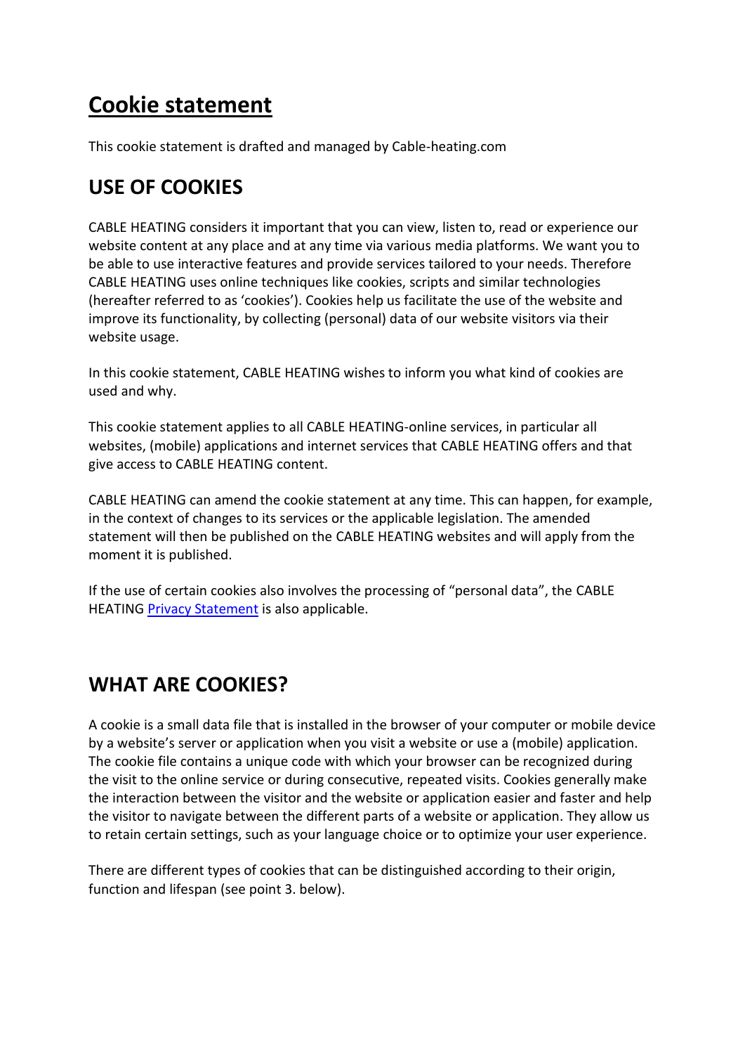# Cookie statement

This cookie statement is drafted and managed by Cable-heating.com

## USE OF COOKIES

CABLE HEATING considers it important that you can view, listen to, read or experience our website content at any place and at any time via various media platforms. We want you to be able to use interactive features and provide services tailored to your needs. Therefore CABLE HEATING uses online techniques like cookies, scripts and similar technologies (hereafter referred to as 'cookies'). Cookies help us facilitate the use of the website and improve its functionality, by collecting (personal) data of our website visitors via their website usage.

In this cookie statement, CABLE HEATING wishes to inform you what kind of cookies are used and why.

This cookie statement applies to all CABLE HEATING-online services, in particular all websites, (mobile) applications and internet services that CABLE HEATING offers and that give access to CABLE HEATING content.

CABLE HEATING can amend the cookie statement at any time. This can happen, for example, in the context of changes to its services or the applicable legislation. The amended statement will then be published on the CABLE HEATING websites and will apply from the moment it is published.

If the use of certain cookies also involves the processing of "personal data", the CABLE HEATING Privacy Statement is also applicable.

## WHAT ARE COOKIES?

A cookie is a small data file that is installed in the browser of your computer or mobile device by a website's server or application when you visit a website or use a (mobile) application. The cookie file contains a unique code with which your browser can be recognized during the visit to the online service or during consecutive, repeated visits. Cookies generally make the interaction between the visitor and the website or application easier and faster and help the visitor to navigate between the different parts of a website or application. They allow us to retain certain settings, such as your language choice or to optimize your user experience.

There are different types of cookies that can be distinguished according to their origin, function and lifespan (see point 3. below).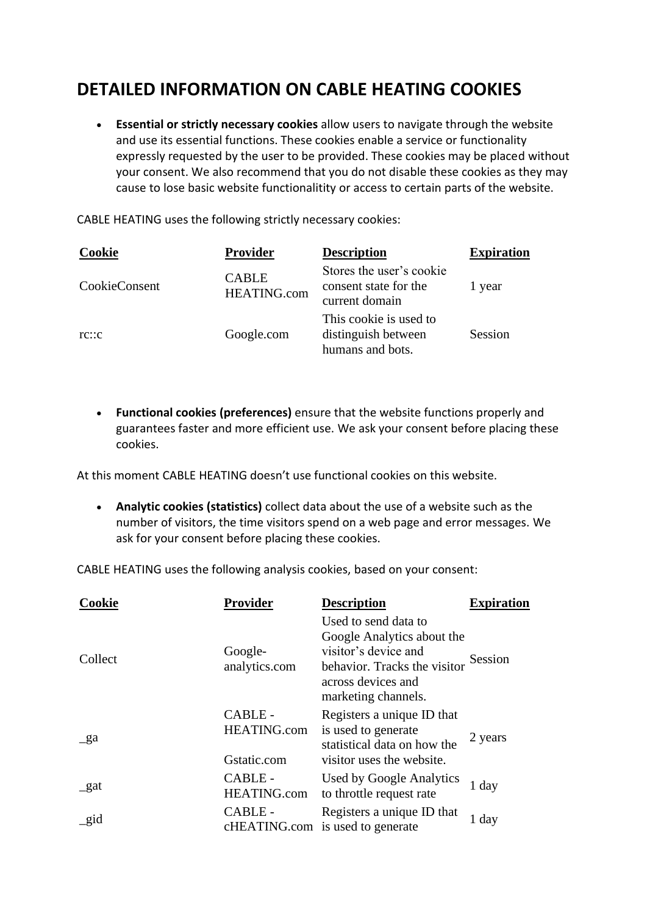# DETAILED INFORMATION ON CABLE HEATING COOKIES

- **Essential or strictly necessary cookies** allow users to navigate through the website and use its essential functions. These cookies enable a service or functionality expressly requested by the user to be provided. These cookies may be placed without your consent. We also recommend that you do not disable these cookies as they may cause to lose basic website functionalitity or access to certain parts of the website.

CABLE HEATING uses the following strictly necessary cookies:

| Cookie | Provider | Description | Expiration |
|---|---|---|---|
| CookieConsent | CABLE HEATING.com | Stores the user's cookie consent state for the current domain | 1 year |
| rc::c | Google.com | This cookie is used to distinguish between humans and bots. | Session |

- **Functional cookies (preferences)** ensure that the website functions properly and guarantees faster and more efficient use. We ask your consent before placing these cookies.

At this moment CABLE HEATING doesn't use functional cookies on this website.

- **Analytic cookies (statistics)** collect data about the use of a website such as the number of visitors, the time visitors spend on a web page and error messages. We ask for your consent before placing these cookies.

CABLE HEATING uses the following analysis cookies, based on your consent:

| Cookie | Provider | Description | Expiration |
|---|---|---|---|
| Collect | Google-analytics.com | Used to send data to Google Analytics about the visitor's device and behavior. Tracks the visitor across devices and marketing channels. | Session |
| _ga | CABLE - HEATING.com Gstatic.com | Registers a unique ID that is used to generate statistical data on how the visitor uses the website. | 2 years |
| _gat | CABLE - HEATING.com | Used by Google Analytics to throttle request rate | 1 day |
| _gid | CABLE - cHEATING.com | Registers a unique ID that is used to generate | 1 day |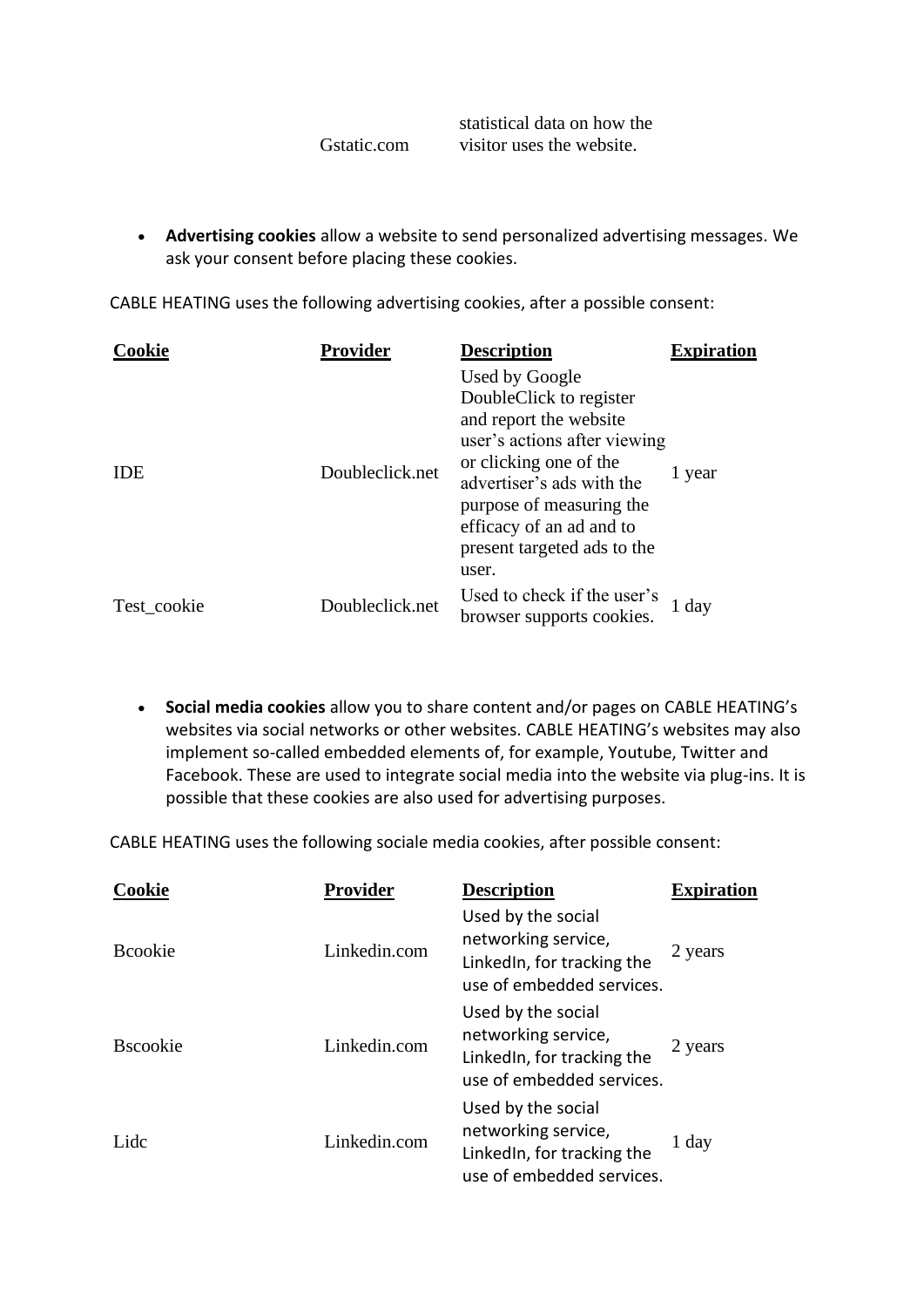| | | | |
|---|---|---|---|
| | Gstatic.com | statistical data on how the visitor uses the website. | |

- **Advertising cookies** allow a website to send personalized advertising messages. We ask your consent before placing these cookies.

CABLE HEATING uses the following advertising cookies, after a possible consent:

| Cookie | Provider | Description | Expiration |
|---|---|---|---|
| IDE | Doubleclick.net | Used by Google DoubleClick to register and report the website user's actions after viewing or clicking one of the advertiser's ads with the purpose of measuring the efficacy of an ad and to present targeted ads to the user. | 1 year |
| Test_cookie | Doubleclick.net | Used to check if the user's browser supports cookies. | 1 day |

- **Social media cookies** allow you to share content and/or pages on CABLE HEATING's websites via social networks or other websites. CABLE HEATING's websites may also implement so-called embedded elements of, for example, Youtube, Twitter and Facebook. These are used to integrate social media into the website via plug-ins. It is possible that these cookies are also used for advertising purposes.

CABLE HEATING uses the following sociale media cookies, after possible consent:

| Cookie | Provider | Description | Expiration |
|---|---|---|---|
| Bcookie | Linkedin.com | Used by the social networking service, LinkedIn, for tracking the use of embedded services. | 2 years |
| Bscookie | Linkedin.com | Used by the social networking service, LinkedIn, for tracking the use of embedded services. | 2 years |
| Lidc | Linkedin.com | Used by the social networking service, LinkedIn, for tracking the use of embedded services. | 1 day |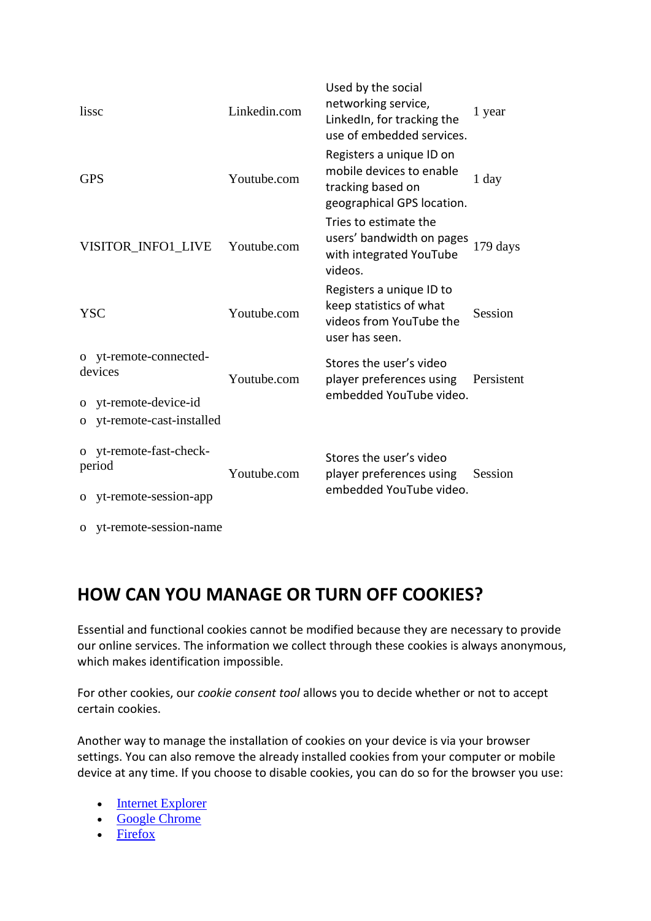| | | | |
|---|---|---|---|
| lissc | Linkedin.com | Used by the social networking service, LinkedIn, for tracking the use of embedded services. | 1 year |
| GPS | Youtube.com | Registers a unique ID on mobile devices to enable tracking based on geographical GPS location. | 1 day |
| VISITOR_INFO1_LIVE | Youtube.com | Tries to estimate the users' bandwidth on pages with integrated YouTube videos. | 179 days |
| YSC | Youtube.com | Registers a unique ID to keep statistics of what videos from YouTube the user has seen. | Session |
| o yt-remote-connected-devices<br>o yt-remote-device-id<br>o yt-remote-cast-installed | Youtube.com | Stores the user's video player preferences using embedded YouTube video. | Persistent |
| o yt-remote-fast-check-period<br>o yt-remote-session-app<br>o yt-remote-session-name | Youtube.com | Stores the user's video player preferences using embedded YouTube video. | Session |

## HOW CAN YOU MANAGE OR TURN OFF COOKIES?

Essential and functional cookies cannot be modified because they are necessary to provide our online services. The information we collect through these cookies is always anonymous, which makes identification impossible.

For other cookies, our *cookie consent tool* allows you to decide whether or not to accept certain cookies.

Another way to manage the installation of cookies on your device is via your browser settings. You can also remove the already installed cookies from your computer or mobile device at any time. If you choose to disable cookies, you can do so for the browser you use:

- Internet Explorer
- Google Chrome
- Firefox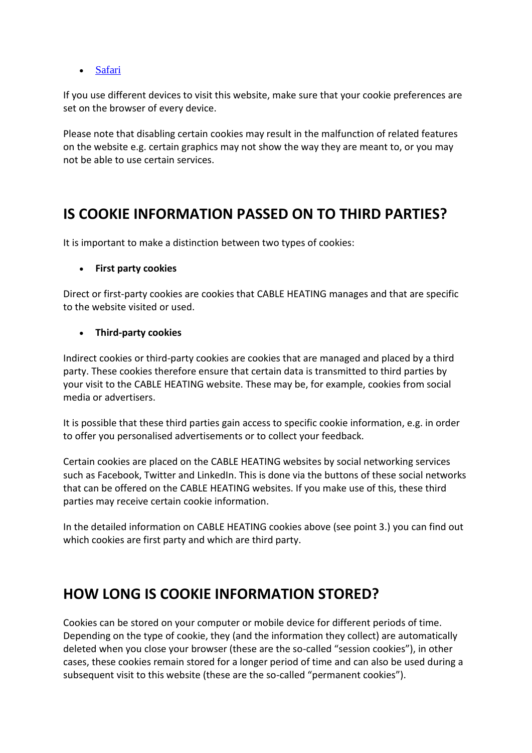- Safari

If you use different devices to visit this website, make sure that your cookie preferences are set on the browser of every device.

Please note that disabling certain cookies may result in the malfunction of related features on the website e.g. certain graphics may not show the way they are meant to, or you may not be able to use certain services.

## IS COOKIE INFORMATION PASSED ON TO THIRD PARTIES?

It is important to make a distinction between two types of cookies:

- **First party cookies**

Direct or first-party cookies are cookies that CABLE HEATING manages and that are specific to the website visited or used.

- **Third-party cookies**

Indirect cookies or third-party cookies are cookies that are managed and placed by a third party. These cookies therefore ensure that certain data is transmitted to third parties by your visit to the CABLE HEATING website. These may be, for example, cookies from social media or advertisers.

It is possible that these third parties gain access to specific cookie information, e.g. in order to offer you personalised advertisements or to collect your feedback.

Certain cookies are placed on the CABLE HEATING websites by social networking services such as Facebook, Twitter and LinkedIn. This is done via the buttons of these social networks that can be offered on the CABLE HEATING websites. If you make use of this, these third parties may receive certain cookie information.

In the detailed information on CABLE HEATING cookies above (see point 3.) you can find out which cookies are first party and which are third party.

## HOW LONG IS COOKIE INFORMATION STORED?

Cookies can be stored on your computer or mobile device for different periods of time. Depending on the type of cookie, they (and the information they collect) are automatically deleted when you close your browser (these are the so-called "session cookies"), in other cases, these cookies remain stored for a longer period of time and can also be used during a subsequent visit to this website (these are the so-called "permanent cookies").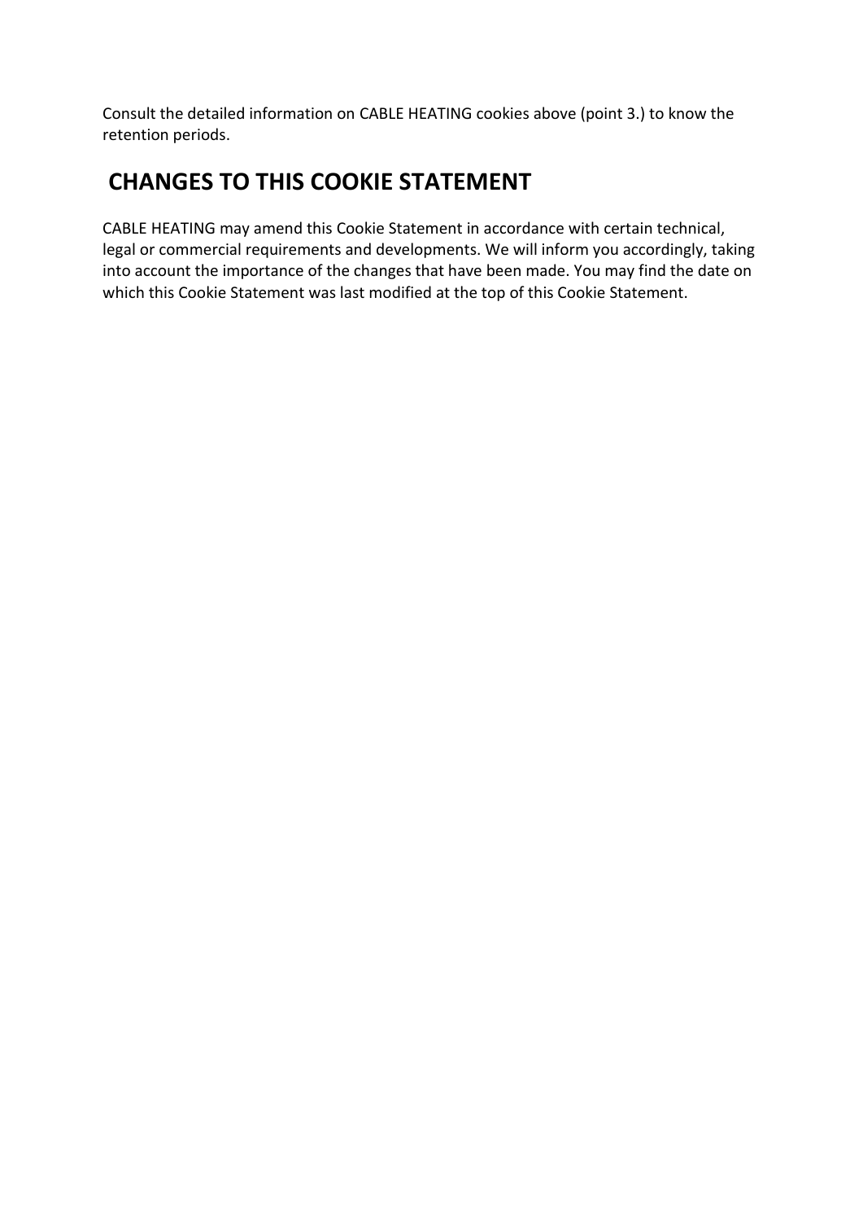Consult the detailed information on CABLE HEATING cookies above (point 3.) to know the retention periods.

## CHANGES TO THIS COOKIE STATEMENT

CABLE HEATING may amend this Cookie Statement in accordance with certain technical, legal or commercial requirements and developments. We will inform you accordingly, taking into account the importance of the changes that have been made. You may find the date on which this Cookie Statement was last modified at the top of this Cookie Statement.